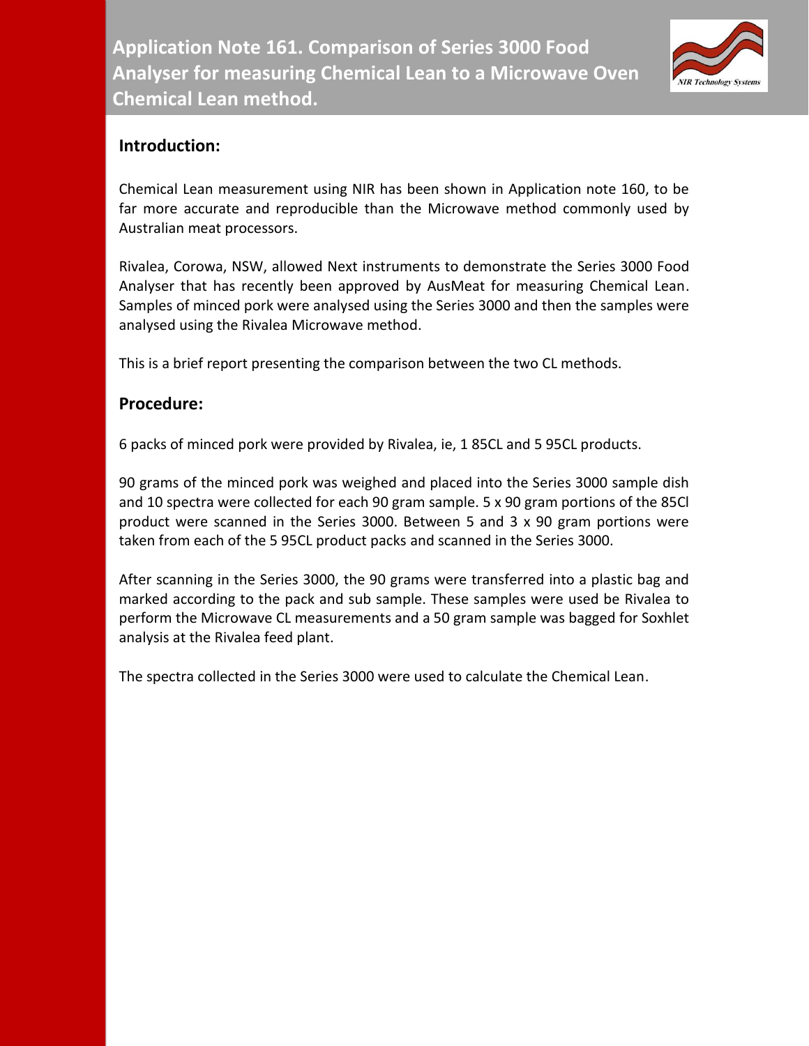# Application Note 161. Comparison of Series 3000 Food Analyser for measuring Chemical Lean to a Microwave Oven Chemical Lean method.

## Introduction:

Chemical Lean measurement using NIR has been shown in Application note 160, to be far more accurate and reproducible than the Microwave method commonly used by Australian meat processors.

Rivalea, Corowa, NSW, allowed Next instruments to demonstrate the Series 3000 Food Analyser that has recently been approved by AusMeat for measuring Chemical Lean. Samples of minced pork were analysed using the Series 3000 and then the samples were analysed using the Rivalea Microwave method.

This is a brief report presenting the comparison between the two CL methods.

## Procedure:

6 packs of minced pork were provided by Rivalea, ie, 1 85CL and 5 95CL products.

90 grams of the minced pork was weighed and placed into the Series 3000 sample dish and 10 spectra were collected for each 90 gram sample. 5 x 90 gram portions of the 85Cl product were scanned in the Series 3000. Between 5 and 3 x 90 gram portions were taken from each of the 5 95CL product packs and scanned in the Series 3000.

After scanning in the Series 3000, the 90 grams were transferred into a plastic bag and marked according to the pack and sub sample. These samples were used be Rivalea to perform the Microwave CL measurements and a 50 gram sample was bagged for Soxhlet analysis at the Rivalea feed plant.

The spectra collected in the Series 3000 were used to calculate the Chemical Lean.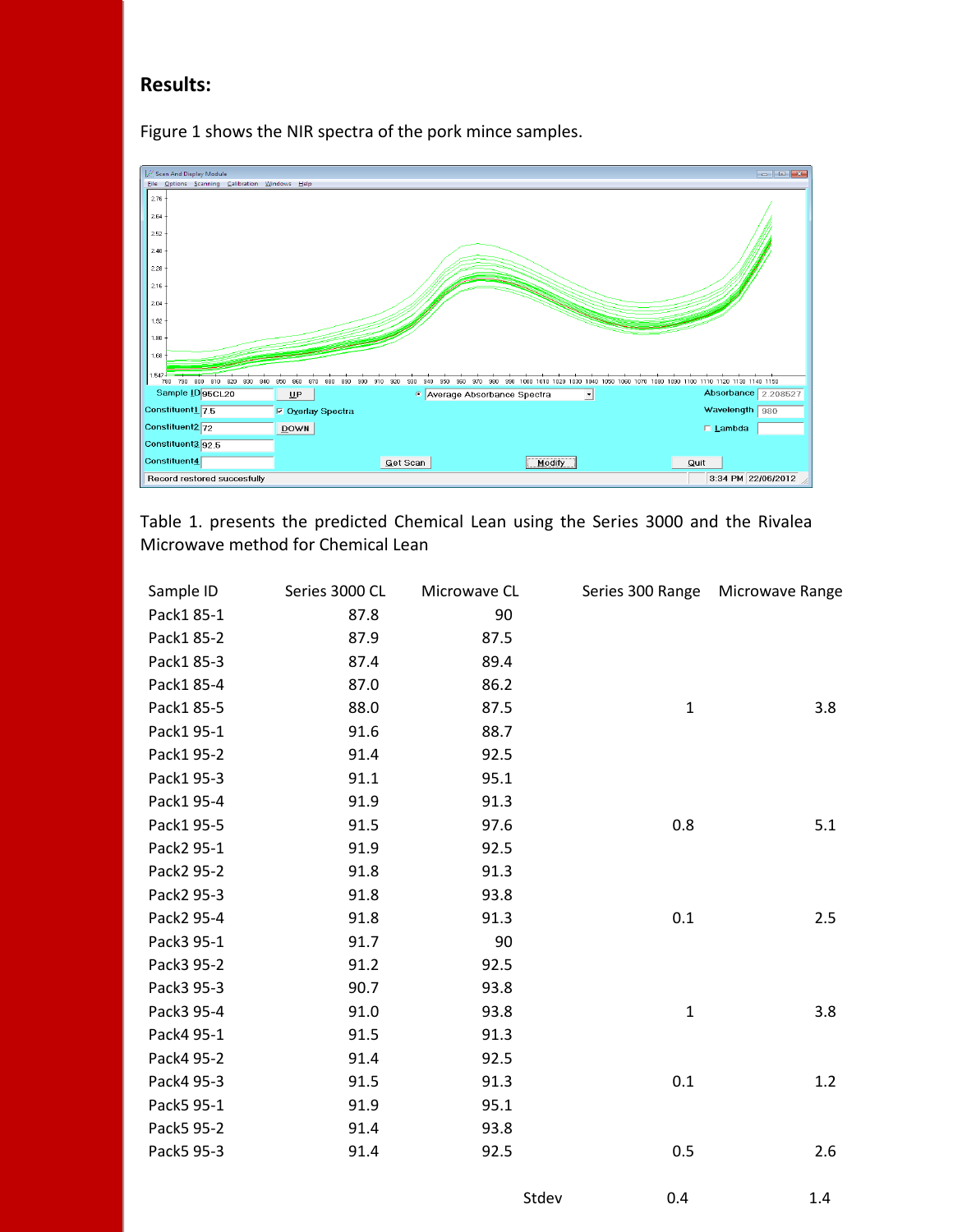## Results:

Figure 1 shows the NIR spectra of the pork mince samples.

Table 1. presents the predicted Chemical Lean using the Series 3000 and the Rivalea Microwave method for Chemical Lean

| Sample ID | Series 3000 CL | Microwave CL | Series 300 Range | Microwave Range |
|---|---|---|---|---|
| Pack1 85-1 | 87.8 | 90 | | |
| Pack1 85-2 | 87.9 | 87.5 | | |
| Pack1 85-3 | 87.4 | 89.4 | | |
| Pack1 85-4 | 87.0 | 86.2 | | |
| Pack1 85-5 | 88.0 | 87.5 | 1 | 3.8 |
| Pack1 95-1 | 91.6 | 88.7 | | |
| Pack1 95-2 | 91.4 | 92.5 | | |
| Pack1 95-3 | 91.1 | 95.1 | | |
| Pack1 95-4 | 91.9 | 91.3 | | |
| Pack1 95-5 | 91.5 | 97.6 | 0.8 | 5.1 |
| Pack2 95-1 | 91.9 | 92.5 | | |
| Pack2 95-2 | 91.8 | 91.3 | | |
| Pack2 95-3 | 91.8 | 93.8 | | |
| Pack2 95-4 | 91.8 | 91.3 | 0.1 | 2.5 |
| Pack3 95-1 | 91.7 | 90 | | |
| Pack3 95-2 | 91.2 | 92.5 | | |
| Pack3 95-3 | 90.7 | 93.8 | | |
| Pack3 95-4 | 91.0 | 93.8 | 1 | 3.8 |
| Pack4 95-1 | 91.5 | 91.3 | | |
| Pack4 95-2 | 91.4 | 92.5 | | |
| Pack4 95-3 | 91.5 | 91.3 | 0.1 | 1.2 |
| Pack5 95-1 | 91.9 | 95.1 | | |
| Pack5 95-2 | 91.4 | 93.8 | | |
| Pack5 95-3 | 91.4 | 92.5 | 0.5 | 2.6 |
| | | Stdev | 0.4 | 1.4 |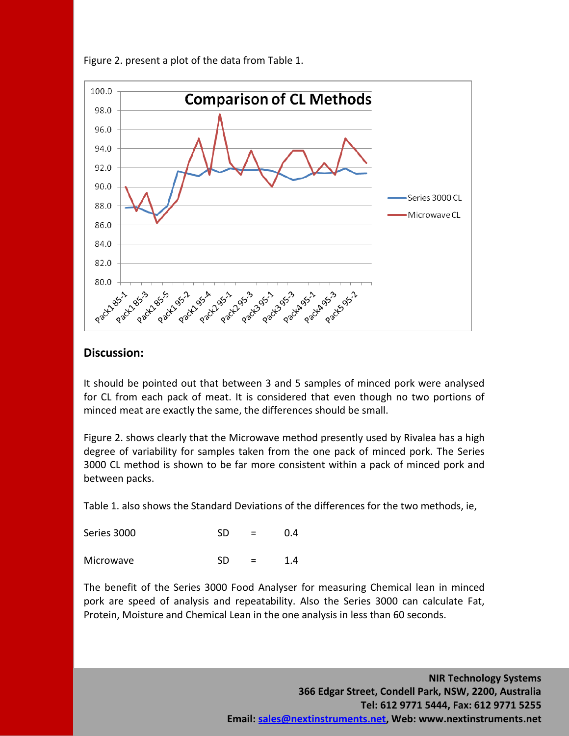Figure 2. present a plot of the data from Table 1.

Comparison of CL Methods

100.0
98.0
96.0
94.0
92.0
90.0
88.0
86.0
84.0
82.0
80.0

Pack1 85-1
Pack1 85-3
Pack1 85-5
Pack1 95-2
Pack1 95-4
Pack2 95-1
Pack2 95-3
Pack3 95-1
Pack3 95-3
Pack4 95-1
Pack4 95-3
Pack5 95-2

Series 3000 CL
Microwave CL

## Discussion:

It should be pointed out that between 3 and 5 samples of minced pork were analysed for CL from each pack of meat. It is considered that even though no two portions of minced meat are exactly the same, the differences should be small.

Figure 2. shows clearly that the Microwave method presently used by Rivalea has a high degree of variability for samples taken from the one pack of minced pork. The Series 3000 CL method is shown to be far more consistent within a pack of minced pork and between packs.

Table 1. also shows the Standard Deviations of the differences for the two methods, ie,

| | | | |
|---|---|---|---|
| Series 3000 | SD | = | 0.4 |
| Microwave | SD | = | 1.4 |

The benefit of the Series 3000 Food Analyser for measuring Chemical lean in minced pork are speed of analysis and repeatability. Also the Series 3000 can calculate Fat, Protein, Moisture and Chemical Lean in the one analysis in less than 60 seconds.

**NIR Technology Systems**
**366 Edgar Street, Condell Park, NSW, 2200, Australia**
**Tel: 612 9771 5444, Fax: 612 9771 5255**
**Email: sales@nextinstruments.net, Web: www.nextinstruments.net**